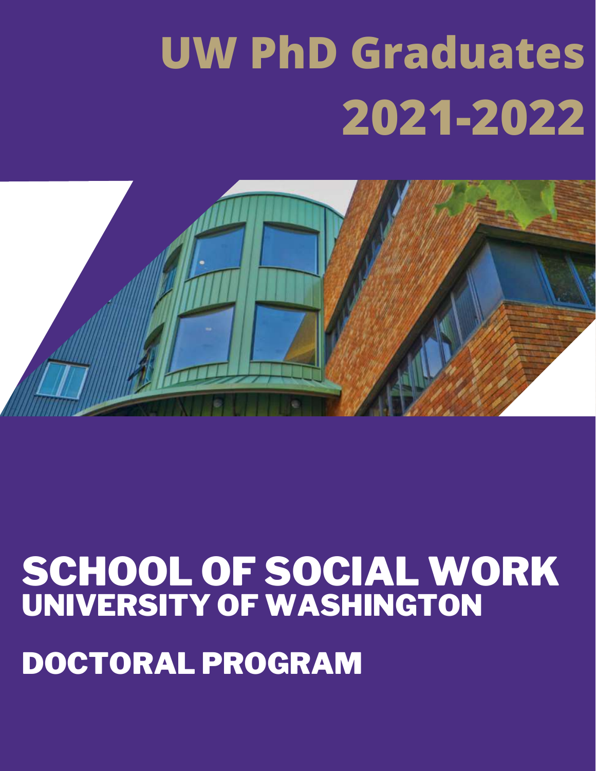# UW PhD Graduates 2021-2022

# SCHOOL OF SOCIAL WORK

## UNIVERSITY OF WASHINGTON

## DOCTORAL PROGRAM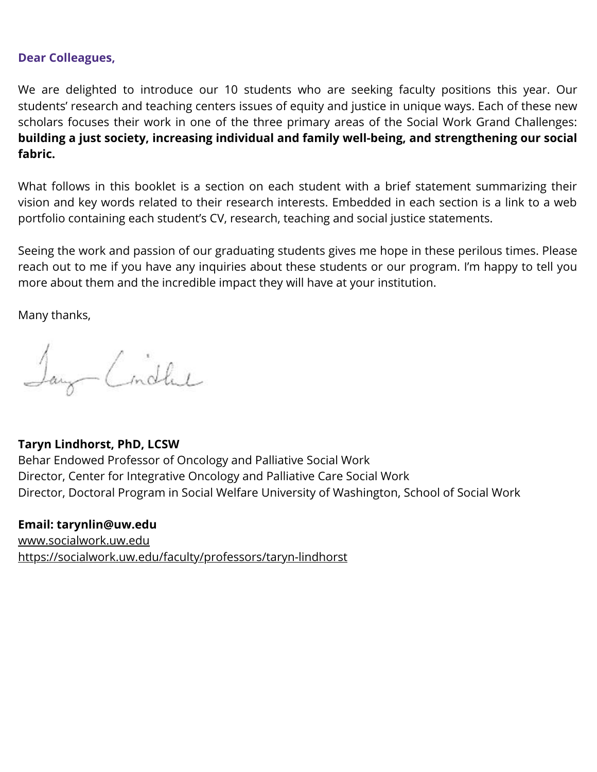**Dear Colleagues,**

We are delighted to introduce our 10 students who are seeking faculty positions this year. Our students' research and teaching centers issues of equity and justice in unique ways. Each of these new scholars focuses their work in one of the three primary areas of the Social Work Grand Challenges: **building a just society, increasing individual and family well-being, and strengthening our social fabric.**

What follows in this booklet is a section on each student with a brief statement summarizing their vision and key words related to their research interests. Embedded in each section is a link to a web portfolio containing each student's CV, research, teaching and social justice statements.

Seeing the work and passion of our graduating students gives me hope in these perilous times. Please reach out to me if you have any inquiries about these students or our program. I'm happy to tell you more about them and the incredible impact they will have at your institution.

Many thanks,

**Taryn Lindhorst, PhD, LCSW**
Behar Endowed Professor of Oncology and Palliative Social Work
Director, Center for Integrative Oncology and Palliative Care Social Work
Director, Doctoral Program in Social Welfare University of Washington, School of Social Work

**Email: tarynlin@uw.edu**
www.socialwork.uw.edu
https://socialwork.uw.edu/faculty/professors/taryn-lindhorst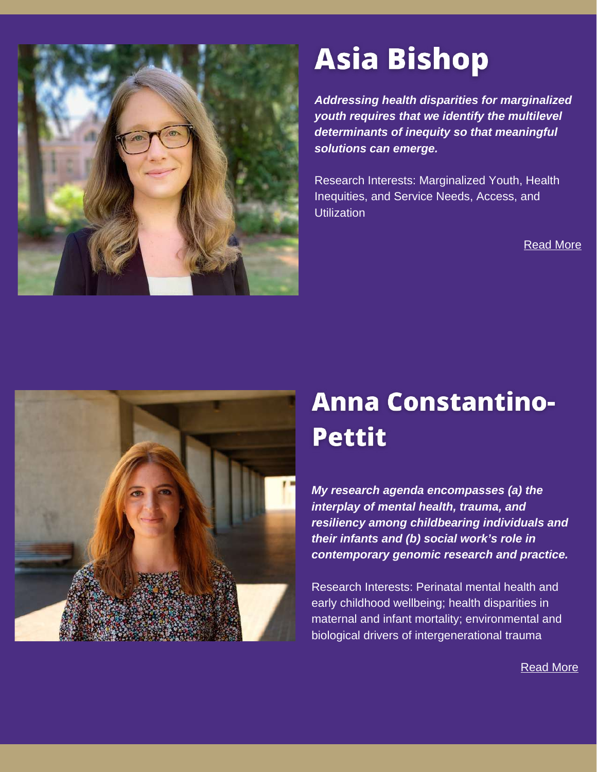# Asia Bishop

***Addressing health disparities for marginalized youth requires that we identify the multilevel determinants of inequity so that meaningful solutions can emerge.***

Research Interests: Marginalized Youth, Health Inequities, and Service Needs, Access, and Utilization

Read More

# Anna Constantino-Pettit

***My research agenda encompasses (a) the interplay of mental health, trauma, and resiliency among childbearing individuals and their infants and (b) social work's role in contemporary genomic research and practice.***

Research Interests: Perinatal mental health and early childhood wellbeing; health disparities in maternal and infant mortality; environmental and biological drivers of intergenerational trauma

Read More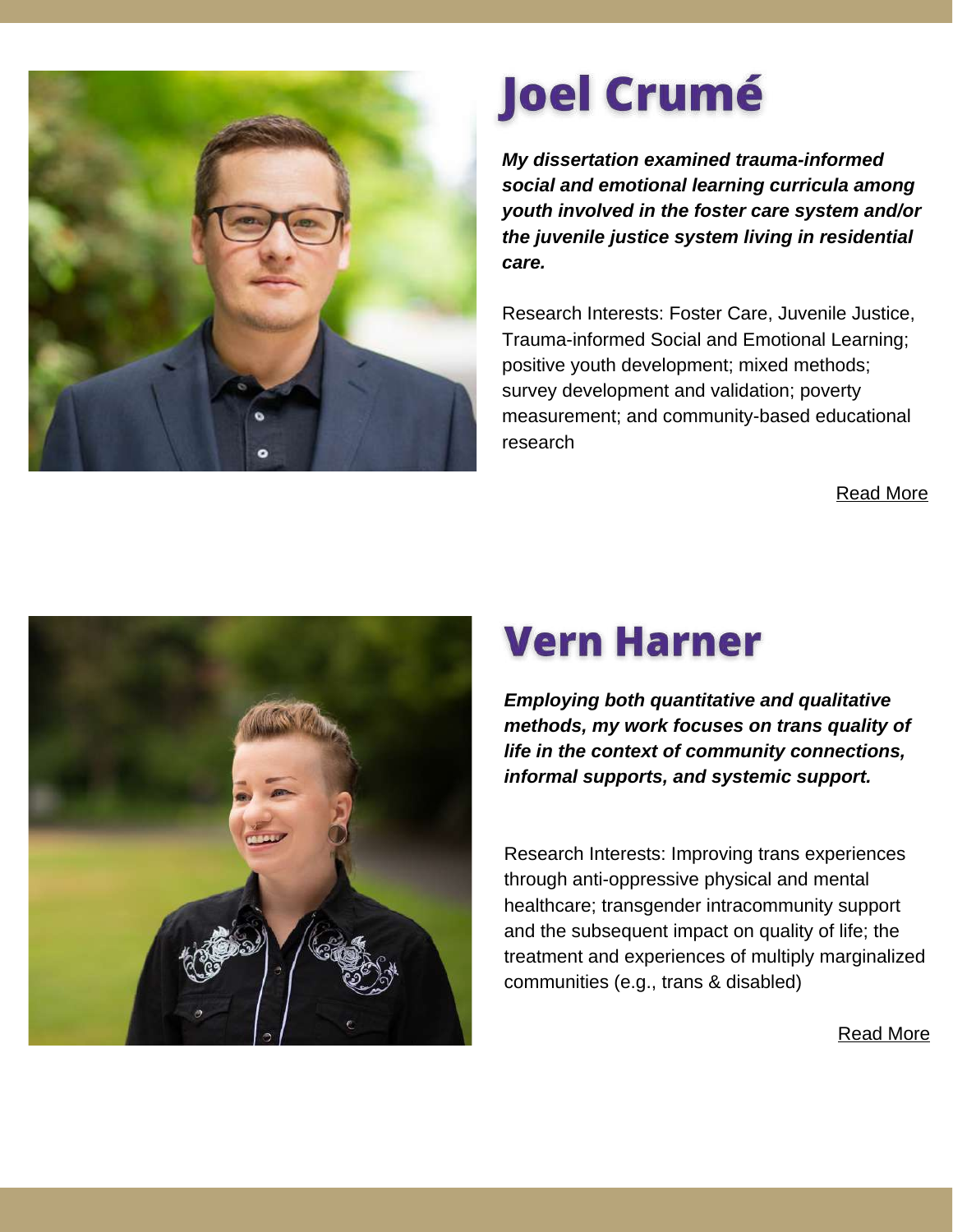# Joel Crumé

***My dissertation examined trauma-informed social and emotional learning curricula among youth involved in the foster care system and/or the juvenile justice system living in residential care.***

Research Interests: Foster Care, Juvenile Justice, Trauma-informed Social and Emotional Learning; positive youth development; mixed methods; survey development and validation; poverty measurement; and community-based educational research

Read More

# Vern Harner

***Employing both quantitative and qualitative methods, my work focuses on trans quality of life in the context of community connections, informal supports, and systemic support.***

Research Interests: Improving trans experiences through anti-oppressive physical and mental healthcare; transgender intracommunity support and the subsequent impact on quality of life; the treatment and experiences of multiply marginalized communities (e.g., trans & disabled)

Read More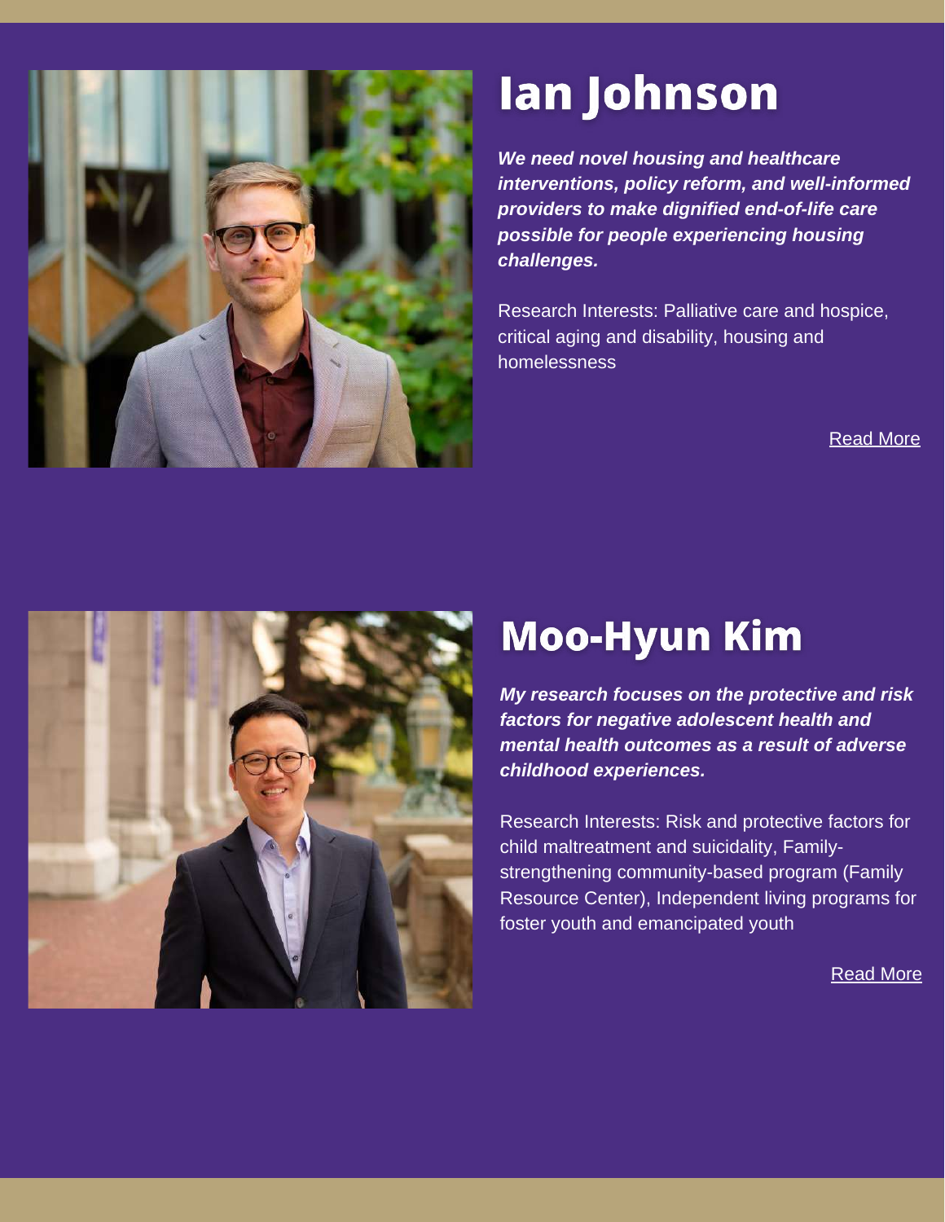# Ian Johnson

***We need novel housing and healthcare interventions, policy reform, and well-informed providers to make dignified end-of-life care possible for people experiencing housing challenges.***

Research Interests: Palliative care and hospice, critical aging and disability, housing and homelessness

Read More

# Moo-Hyun Kim

***My research focuses on the protective and risk factors for negative adolescent health and mental health outcomes as a result of adverse childhood experiences.***

Research Interests: Risk and protective factors for child maltreatment and suicidality, Family-strengthening community-based program (Family Resource Center), Independent living programs for foster youth and emancipated youth

Read More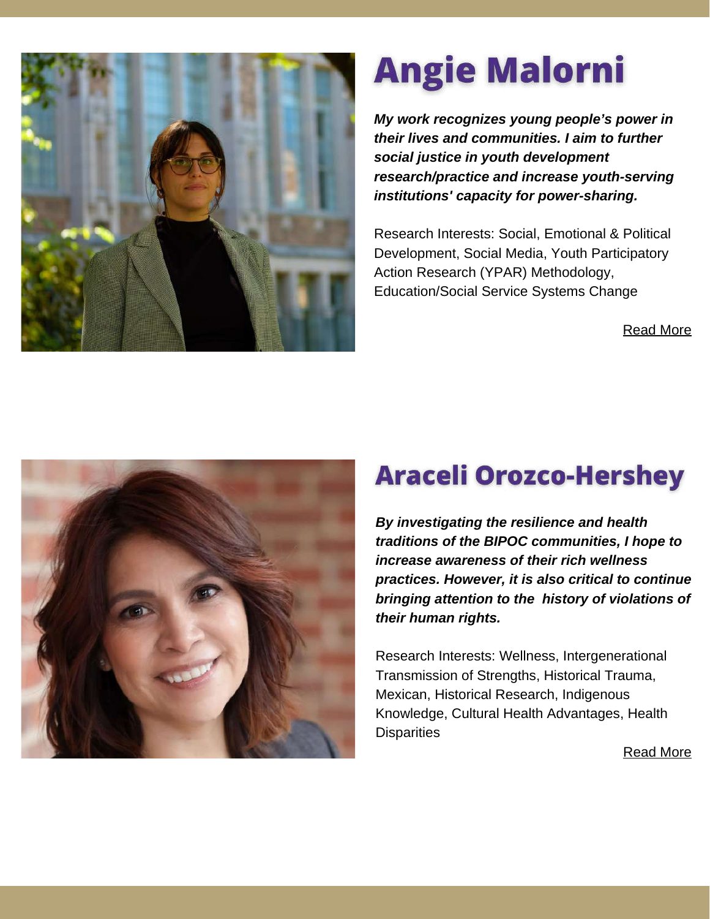# Angie Malorni

***My work recognizes young people's power in their lives and communities. I aim to further social justice in youth development research/practice and increase youth-serving institutions' capacity for power-sharing.***

Research Interests: Social, Emotional & Political Development, Social Media, Youth Participatory Action Research (YPAR) Methodology, Education/Social Service Systems Change

Read More

# Araceli Orozco-Hershey

***By investigating the resilience and health traditions of the BIPOC communities, I hope to increase awareness of their rich wellness practices. However, it is also critical to continue bringing attention to the history of violations of their human rights.***

Research Interests: Wellness, Intergenerational Transmission of Strengths, Historical Trauma, Mexican, Historical Research, Indigenous Knowledge, Cultural Health Advantages, Health Disparities

Read More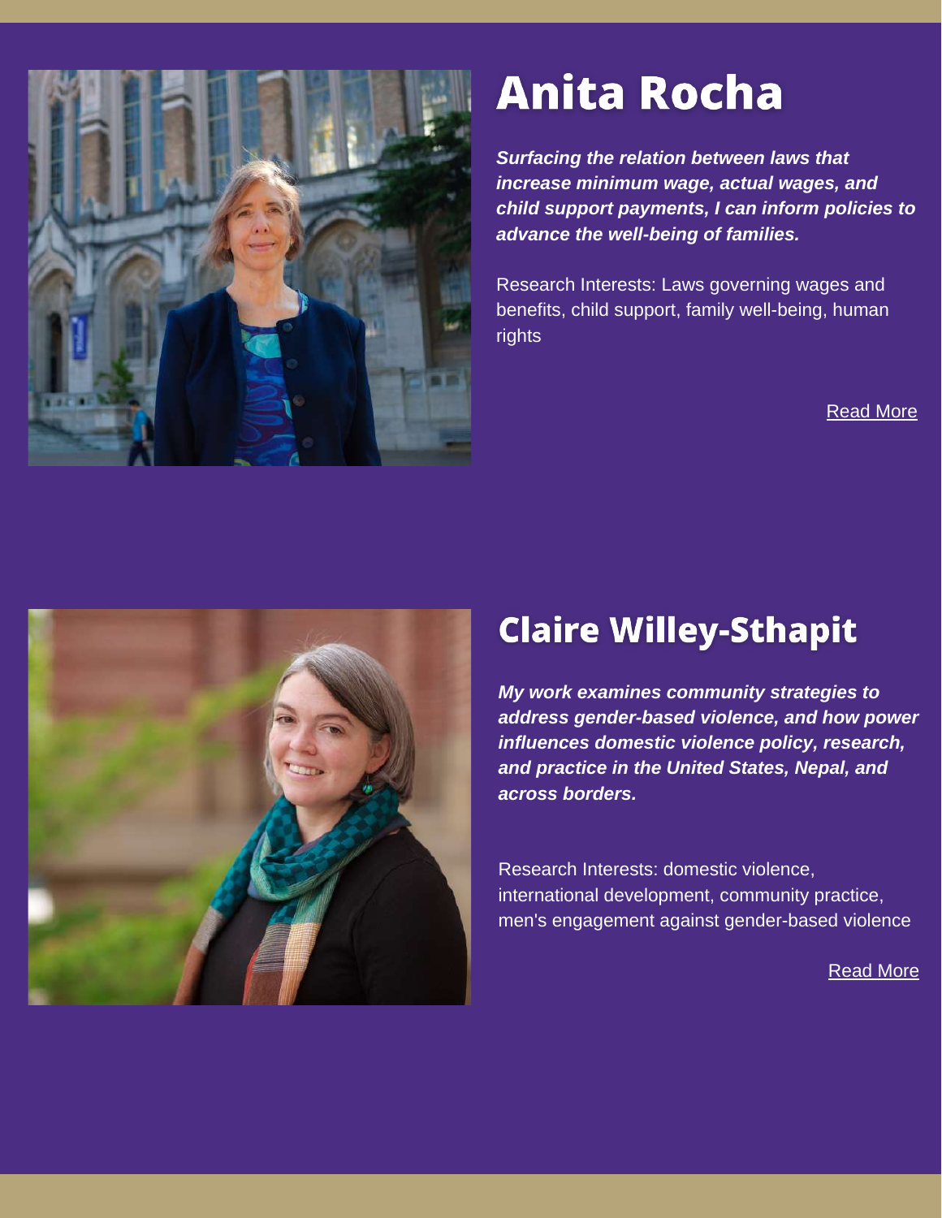# Anita Rocha

***Surfacing the relation between laws that increase minimum wage, actual wages, and child support payments, I can inform policies to advance the well-being of families.***

Research Interests: Laws governing wages and benefits, child support, family well-being, human rights

Read More

# Claire Willey-Sthapit

***My work examines community strategies to address gender-based violence, and how power influences domestic violence policy, research, and practice in the United States, Nepal, and across borders.***

Research Interests: domestic violence, international development, community practice, men's engagement against gender-based violence

Read More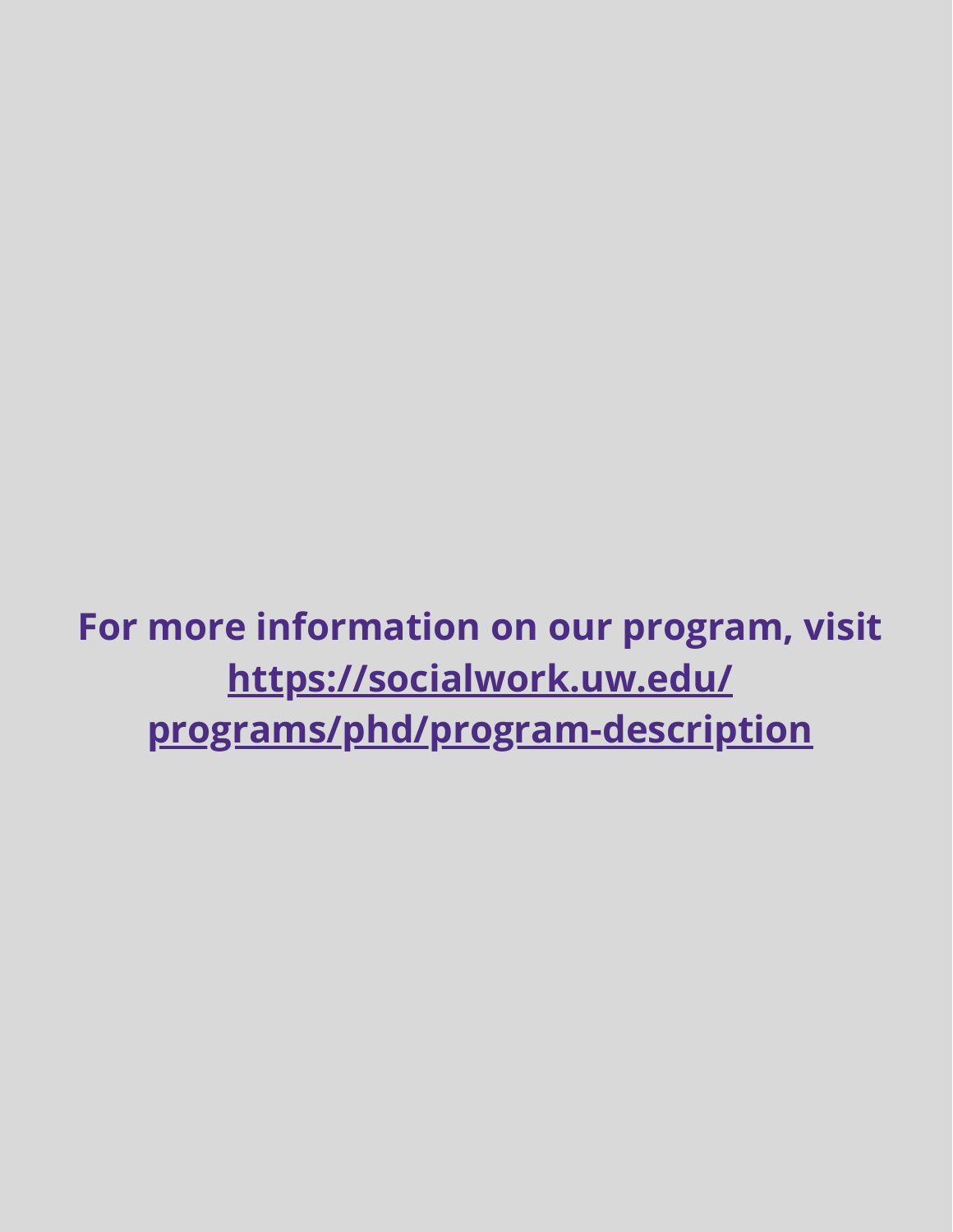**For more information on our program, visit [https://socialwork.uw.edu/programs/phd/program-description](https://socialwork.uw.edu/programs/phd/program-description)**